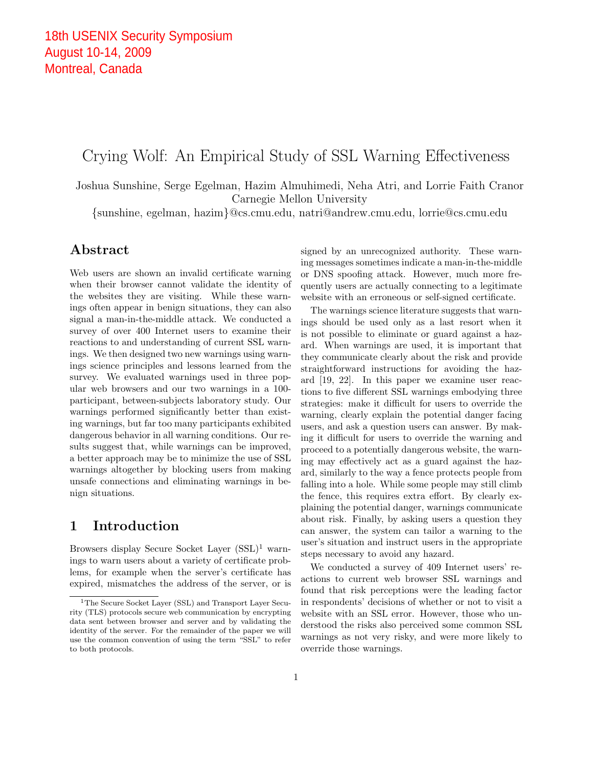18th USENIX Security Symposium
August 10-14, 2009
Montreal, Canada

# Crying Wolf: An Empirical Study of SSL Warning Effectiveness

Joshua Sunshine, Serge Egelman, Hazim Almuhimedi, Neha Atri, and Lorrie Faith Cranor
Carnegie Mellon University
{sunshine, egelman, hazim}@cs.cmu.edu, natri@andrew.cmu.edu, lorrie@cs.cmu.edu

## Abstract

Web users are shown an invalid certificate warning when their browser cannot validate the identity of the websites they are visiting. While these warnings often appear in benign situations, they can also signal a man-in-the-middle attack. We conducted a survey of over 400 Internet users to examine their reactions to and understanding of current SSL warnings. We then designed two new warnings using warnings science principles and lessons learned from the survey. We evaluated warnings used in three popular web browsers and our two warnings in a 100-participant, between-subjects laboratory study. Our warnings performed significantly better than existing warnings, but far too many participants exhibited dangerous behavior in all warning conditions. Our results suggest that, while warnings can be improved, a better approach may be to minimize the use of SSL warnings altogether by blocking users from making unsafe connections and eliminating warnings in benign situations.

## 1 Introduction

Browsers display Secure Socket Layer (SSL)[1] warnings to warn users about a variety of certificate problems, for example when the server's certificate has expired, mismatches the address of the server, or is signed by an unrecognized authority. These warning messages sometimes indicate a man-in-the-middle or DNS spoofing attack. However, much more frequently users are actually connecting to a legitimate website with an erroneous or self-signed certificate.

The warnings science literature suggests that warnings should be used only as a last resort when it is not possible to eliminate or guard against a hazard. When warnings are used, it is important that they communicate clearly about the risk and provide straightforward instructions for avoiding the hazard [19, 22]. In this paper we examine user reactions to five different SSL warnings embodying three strategies: make it difficult for users to override the warning, clearly explain the potential danger facing users, and ask a question users can answer. By making it difficult for users to override the warning and proceed to a potentially dangerous website, the warning may effectively act as a guard against the hazard, similarly to the way a fence protects people from falling into a hole. While some people may still climb the fence, this requires extra effort. By clearly explaining the potential danger, warnings communicate about risk. Finally, by asking users a question they can answer, the system can tailor a warning to the user's situation and instruct users in the appropriate steps necessary to avoid any hazard.

We conducted a survey of 409 Internet users' reactions to current web browser SSL warnings and found that risk perceptions were the leading factor in respondents' decisions of whether or not to visit a website with an SSL error. However, those who understood the risks also perceived some common SSL warnings as not very risky, and were more likely to override those warnings.

[1] The Secure Socket Layer (SSL) and Transport Layer Security (TLS) protocols secure web communication by encrypting data sent between browser and server and by validating the identity of the server. For the remainder of the paper we will use the common convention of using the term "SSL" to refer to both protocols.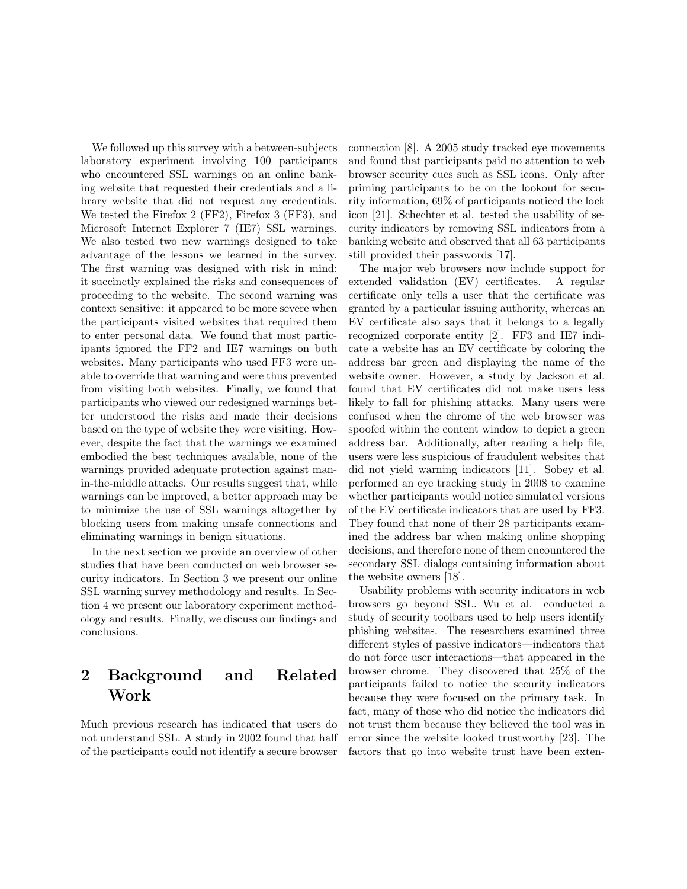We followed up this survey with a between-subjects laboratory experiment involving 100 participants who encountered SSL warnings on an online banking website that requested their credentials and a library website that did not request any credentials. We tested the Firefox 2 (FF2), Firefox 3 (FF3), and Microsoft Internet Explorer 7 (IE7) SSL warnings. We also tested two new warnings designed to take advantage of the lessons we learned in the survey. The first warning was designed with risk in mind: it succinctly explained the risks and consequences of proceeding to the website. The second warning was context sensitive: it appeared to be more severe when the participants visited websites that required them to enter personal data. We found that most participants ignored the FF2 and IE7 warnings on both websites. Many participants who used FF3 were unable to override that warning and were thus prevented from visiting both websites. Finally, we found that participants who viewed our redesigned warnings better understood the risks and made their decisions based on the type of website they were visiting. However, despite the fact that the warnings we examined embodied the best techniques available, none of the warnings provided adequate protection against man-in-the-middle attacks. Our results suggest that, while warnings can be improved, a better approach may be to minimize the use of SSL warnings altogether by blocking users from making unsafe connections and eliminating warnings in benign situations.

In the next section we provide an overview of other studies that have been conducted on web browser security indicators. In Section 3 we present our online SSL warning survey methodology and results. In Section 4 we present our laboratory experiment methodology and results. Finally, we discuss our findings and conclusions.

## 2 Background and Related Work

Much previous research has indicated that users do not understand SSL. A study in 2002 found that half of the participants could not identify a secure browser connection [8]. A 2005 study tracked eye movements and found that participants paid no attention to web browser security cues such as SSL icons. Only after priming participants to be on the lookout for security information, 69% of participants noticed the lock icon [21]. Schechter et al. tested the usability of security indicators by removing SSL indicators from a banking website and observed that all 63 participants still provided their passwords [17].

The major web browsers now include support for extended validation (EV) certificates. A regular certificate only tells a user that the certificate was granted by a particular issuing authority, whereas an EV certificate also says that it belongs to a legally recognized corporate entity [2]. FF3 and IE7 indicate a website has an EV certificate by coloring the address bar green and displaying the name of the website owner. However, a study by Jackson et al. found that EV certificates did not make users less likely to fall for phishing attacks. Many users were confused when the chrome of the web browser was spoofed within the content window to depict a green address bar. Additionally, after reading a help file, users were less suspicious of fraudulent websites that did not yield warning indicators [11]. Sobey et al. performed an eye tracking study in 2008 to examine whether participants would notice simulated versions of the EV certificate indicators that are used by FF3. They found that none of their 28 participants examined the address bar when making online shopping decisions, and therefore none of them encountered the secondary SSL dialogs containing information about the website owners [18].

Usability problems with security indicators in web browsers go beyond SSL. Wu et al. conducted a study of security toolbars used to help users identify phishing websites. The researchers examined three different styles of passive indicators—indicators that do not force user interactions—that appeared in the browser chrome. They discovered that 25% of the participants failed to notice the security indicators because they were focused on the primary task. In fact, many of those who did notice the indicators did not trust them because they believed the tool was in error since the website looked trustworthy [23]. The factors that go into website trust have been exten-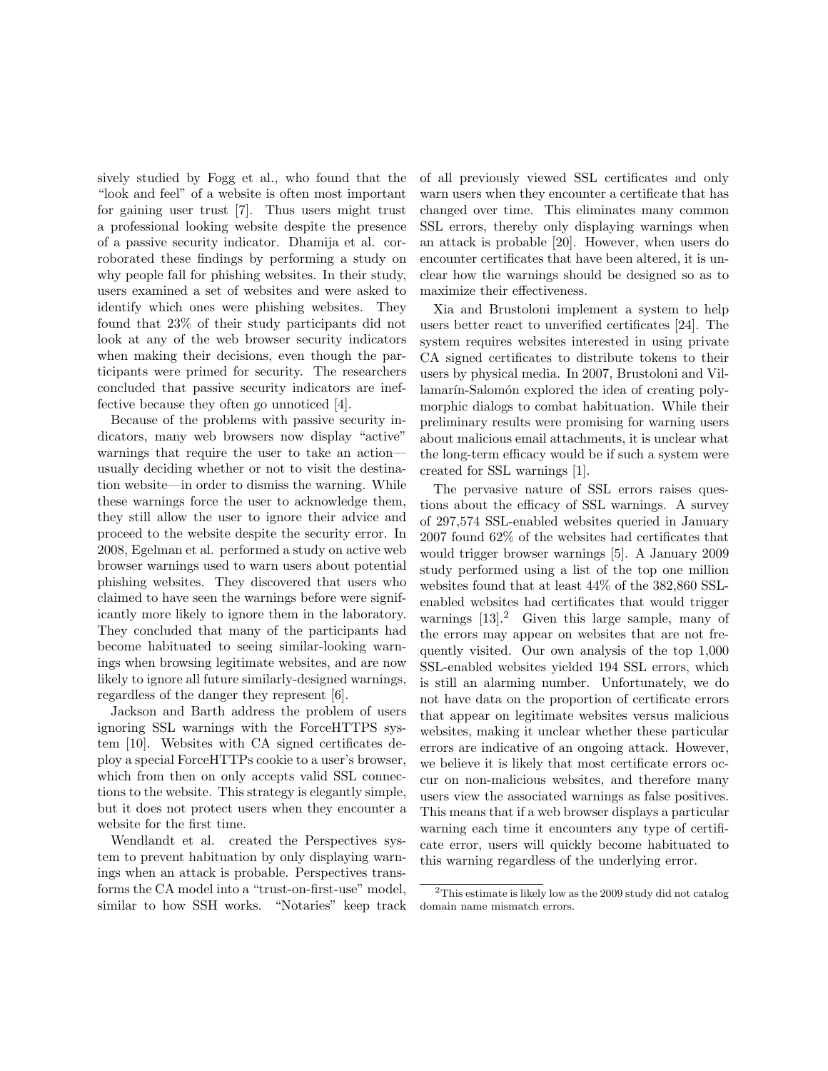sively studied by Fogg et al., who found that the "look and feel" of a website is often most important for gaining user trust [7]. Thus users might trust a professional looking website despite the presence of a passive security indicator. Dhamija et al. corroborated these findings by performing a study on why people fall for phishing websites. In their study, users examined a set of websites and were asked to identify which ones were phishing websites. They found that 23% of their study participants did not look at any of the web browser security indicators when making their decisions, even though the participants were primed for security. The researchers concluded that passive security indicators are ineffective because they often go unnoticed [4].

Because of the problems with passive security indicators, many web browsers now display "active" warnings that require the user to take an action—usually deciding whether or not to visit the destination website—in order to dismiss the warning. While these warnings force the user to acknowledge them, they still allow the user to ignore their advice and proceed to the website despite the security error. In 2008, Egelman et al. performed a study on active web browser warnings used to warn users about potential phishing websites. They discovered that users who claimed to have seen the warnings before were significantly more likely to ignore them in the laboratory. They concluded that many of the participants had become habituated to seeing similar-looking warnings when browsing legitimate websites, and are now likely to ignore all future similarly-designed warnings, regardless of the danger they represent [6].

Jackson and Barth address the problem of users ignoring SSL warnings with the ForceHTTPS system [10]. Websites with CA signed certificates deploy a special ForceHTTPs cookie to a user's browser, which from then on only accepts valid SSL connections to the website. This strategy is elegantly simple, but it does not protect users when they encounter a website for the first time.

Wendlandt et al. created the Perspectives system to prevent habituation by only displaying warnings when an attack is probable. Perspectives transforms the CA model into a "trust-on-first-use" model, similar to how SSH works. "Notaries" keep track of all previously viewed SSL certificates and only warn users when they encounter a certificate that has changed over time. This eliminates many common SSL errors, thereby only displaying warnings when an attack is probable [20]. However, when users do encounter certificates that have been altered, it is unclear how the warnings should be designed so as to maximize their effectiveness.

Xia and Brustoloni implement a system to help users better react to unverified certificates [24]. The system requires websites interested in using private CA signed certificates to distribute tokens to their users by physical media. In 2007, Brustoloni and Villamarín-Salomón explored the idea of creating polymorphic dialogs to combat habituation. While their preliminary results were promising for warning users about malicious email attachments, it is unclear what the long-term efficacy would be if such a system were created for SSL warnings [1].

The pervasive nature of SSL errors raises questions about the efficacy of SSL warnings. A survey of 297,574 SSL-enabled websites queried in January 2007 found 62% of the websites had certificates that would trigger browser warnings [5]. A January 2009 study performed using a list of the top one million websites found that at least 44% of the 382,860 SSL-enabled websites had certificates that would trigger warnings [13].[2] Given this large sample, many of the errors may appear on websites that are not frequently visited. Our own analysis of the top 1,000 SSL-enabled websites yielded 194 SSL errors, which is still an alarming number. Unfortunately, we do not have data on the proportion of certificate errors that appear on legitimate websites versus malicious websites, making it unclear whether these particular errors are indicative of an ongoing attack. However, we believe it is likely that most certificate errors occur on non-malicious websites, and therefore many users view the associated warnings as false positives. This means that if a web browser displays a particular warning each time it encounters any type of certificate error, users will quickly become habituated to this warning regardless of the underlying error.

[2] This estimate is likely low as the 2009 study did not catalog domain name mismatch errors.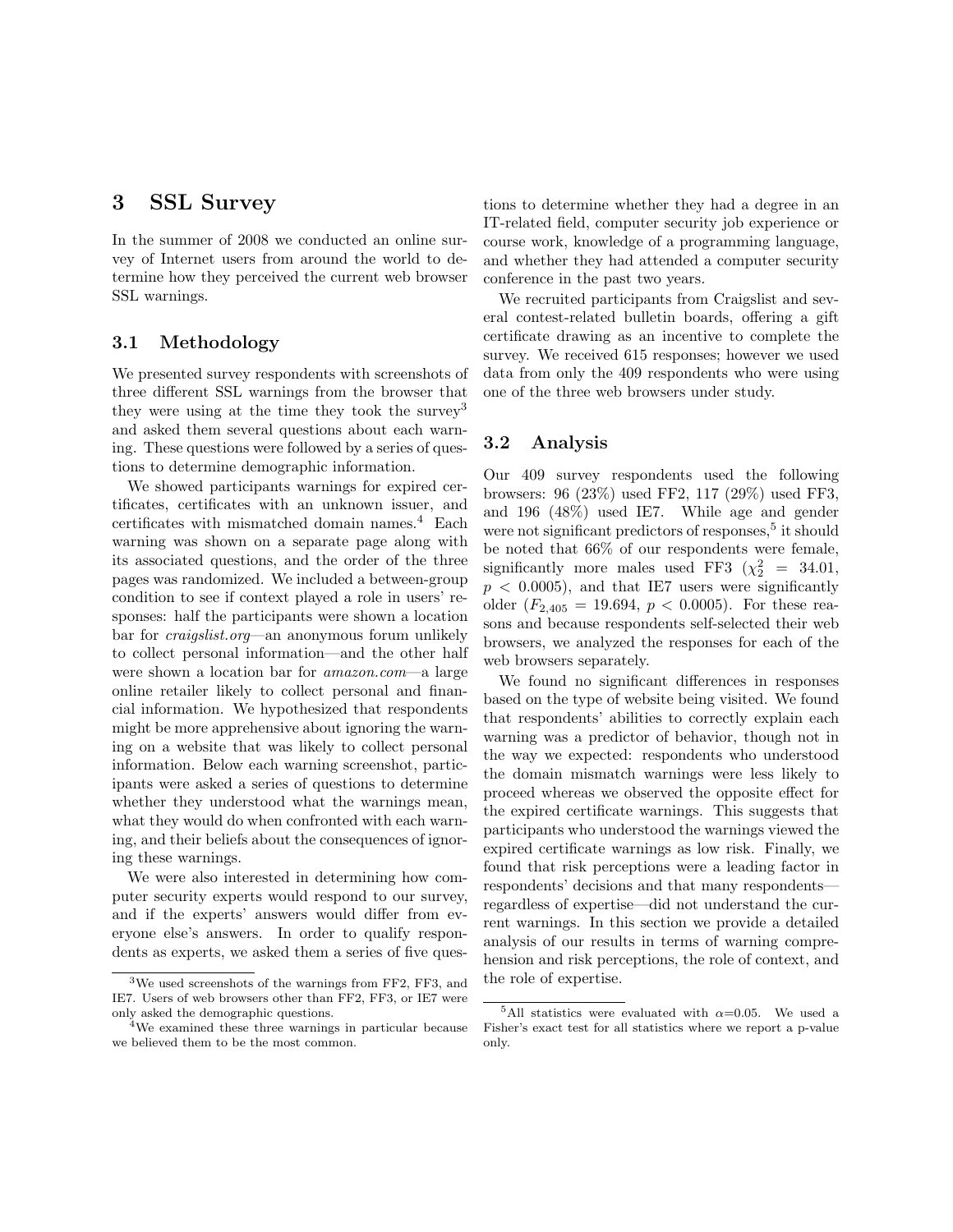## 3 SSL Survey

In the summer of 2008 we conducted an online survey of Internet users from around the world to determine how they perceived the current web browser SSL warnings.

### 3.1 Methodology

We presented survey respondents with screenshots of three different SSL warnings from the browser that they were using at the time they took the survey[3] and asked them several questions about each warning. These questions were followed by a series of questions to determine demographic information.

We showed participants warnings for expired certificates, certificates with an unknown issuer, and certificates with mismatched domain names.[4] Each warning was shown on a separate page along with its associated questions, and the order of the three pages was randomized. We included a between-group condition to see if context played a role in users' responses: half the participants were shown a location bar for *craigslist.org*—an anonymous forum unlikely to collect personal information—and the other half were shown a location bar for *amazon.com*—a large online retailer likely to collect personal and financial information. We hypothesized that respondents might be more apprehensive about ignoring the warning on a website that was likely to collect personal information. Below each warning screenshot, participants were asked a series of questions to determine whether they understood what the warnings mean, what they would do when confronted with each warning, and their beliefs about the consequences of ignoring these warnings.

We were also interested in determining how computer security experts would respond to our survey, and if the experts' answers would differ from everyone else's answers. In order to qualify respondents as experts, we asked them a series of five questions to determine whether they had a degree in an IT-related field, computer security job experience or course work, knowledge of a programming language, and whether they had attended a computer security conference in the past two years.

We recruited participants from Craigslist and several contest-related bulletin boards, offering a gift certificate drawing as an incentive to complete the survey. We received 615 responses; however we used data from only the 409 respondents who were using one of the three web browsers under study.

### 3.2 Analysis

Our 409 survey respondents used the following browsers: 96 (23%) used FF2, 117 (29%) used FF3, and 196 (48%) used IE7. While age and gender were not significant predictors of responses,[5] it should be noted that 66% of our respondents were female, significantly more males used FF3 ($\chi^2_2 = 34.01$, $p < 0.0005$), and that IE7 users were significantly older ($F_{2,405} = 19.694$, $p < 0.0005$). For these reasons and because respondents self-selected their web browsers, we analyzed the responses for each of the web browsers separately.

We found no significant differences in responses based on the type of website being visited. We found that respondents' abilities to correctly explain each warning was a predictor of behavior, though not in the way we expected: respondents who understood the domain mismatch warnings were less likely to proceed whereas we observed the opposite effect for the expired certificate warnings. This suggests that participants who understood the warnings viewed the expired certificate warnings as low risk. Finally, we found that risk perceptions were a leading factor in respondents' decisions and that many respondents—regardless of expertise—did not understand the current warnings. In this section we provide a detailed analysis of our results in terms of warning comprehension and risk perceptions, the role of context, and the role of expertise.

---

[3] We used screenshots of the warnings from FF2, FF3, and IE7. Users of web browsers other than FF2, FF3, or IE7 were only asked the demographic questions.

[4] We examined these three warnings in particular because we believed them to be the most common.

[5] All statistics were evaluated with $\alpha$=0.05. We used a Fisher's exact test for all statistics where we report a p-value only.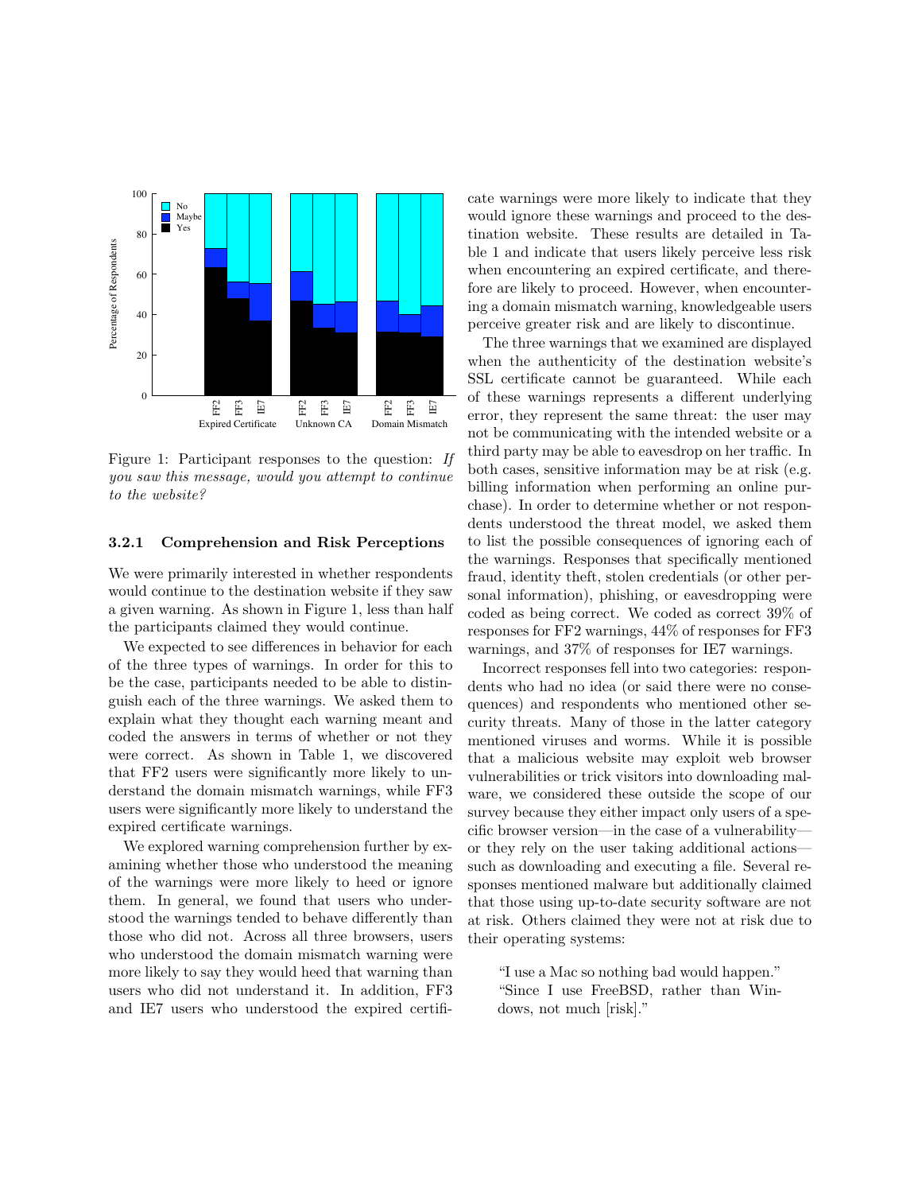Figure 1: Participant responses to the question: *If you saw this message, would you attempt to continue to the website?*

#### 3.2.1 Comprehension and Risk Perceptions

We were primarily interested in whether respondents would continue to the destination website if they saw a given warning. As shown in Figure 1, less than half the participants claimed they would continue.

We expected to see differences in behavior for each of the three types of warnings. In order for this to be the case, participants needed to be able to distinguish each of the three warnings. We asked them to explain what they thought each warning meant and coded the answers in terms of whether or not they were correct. As shown in Table 1, we discovered that FF2 users were significantly more likely to understand the domain mismatch warnings, while FF3 users were significantly more likely to understand the expired certificate warnings.

We explored warning comprehension further by examining whether those who understood the meaning of the warnings were more likely to heed or ignore them. In general, we found that users who understood the warnings tended to behave differently than those who did not. Across all three browsers, users who understood the domain mismatch warning were more likely to say they would heed that warning than users who did not understand it. In addition, FF3 and IE7 users who understood the expired certificate warnings were more likely to indicate that they would ignore these warnings and proceed to the destination website. These results are detailed in Table 1 and indicate that users likely perceive less risk when encountering an expired certificate, and therefore are likely to proceed. However, when encountering a domain mismatch warning, knowledgeable users perceive greater risk and are likely to discontinue.

The three warnings that we examined are displayed when the authenticity of the destination website's SSL certificate cannot be guaranteed. While each of these warnings represents a different underlying error, they represent the same threat: the user may not be communicating with the intended website or a third party may be able to eavesdrop on her traffic. In both cases, sensitive information may be at risk (e.g. billing information when performing an online purchase). In order to determine whether or not respondents understood the threat model, we asked them to list the possible consequences of ignoring each of the warnings. Responses that specifically mentioned fraud, identity theft, stolen credentials (or other personal information), phishing, or eavesdropping were coded as being correct. We coded as correct 39% of responses for FF2 warnings, 44% of responses for FF3 warnings, and 37% of responses for IE7 warnings.

Incorrect responses fell into two categories: respondents who had no idea (or said there were no consequences) and respondents who mentioned other security threats. Many of those in the latter category mentioned viruses and worms. While it is possible that a malicious website may exploit web browser vulnerabilities or trick visitors into downloading malware, we considered these outside the scope of our survey because they either impact only users of a specific browser version—in the case of a vulnerability—or they rely on the user taking additional actions—such as downloading and executing a file. Several responses mentioned malware but additionally claimed that those using up-to-date security software are not at risk. Others claimed they were not at risk due to their operating systems:

> "I use a Mac so nothing bad would happen."
> "Since I use FreeBSD, rather than Windows, not much [risk]."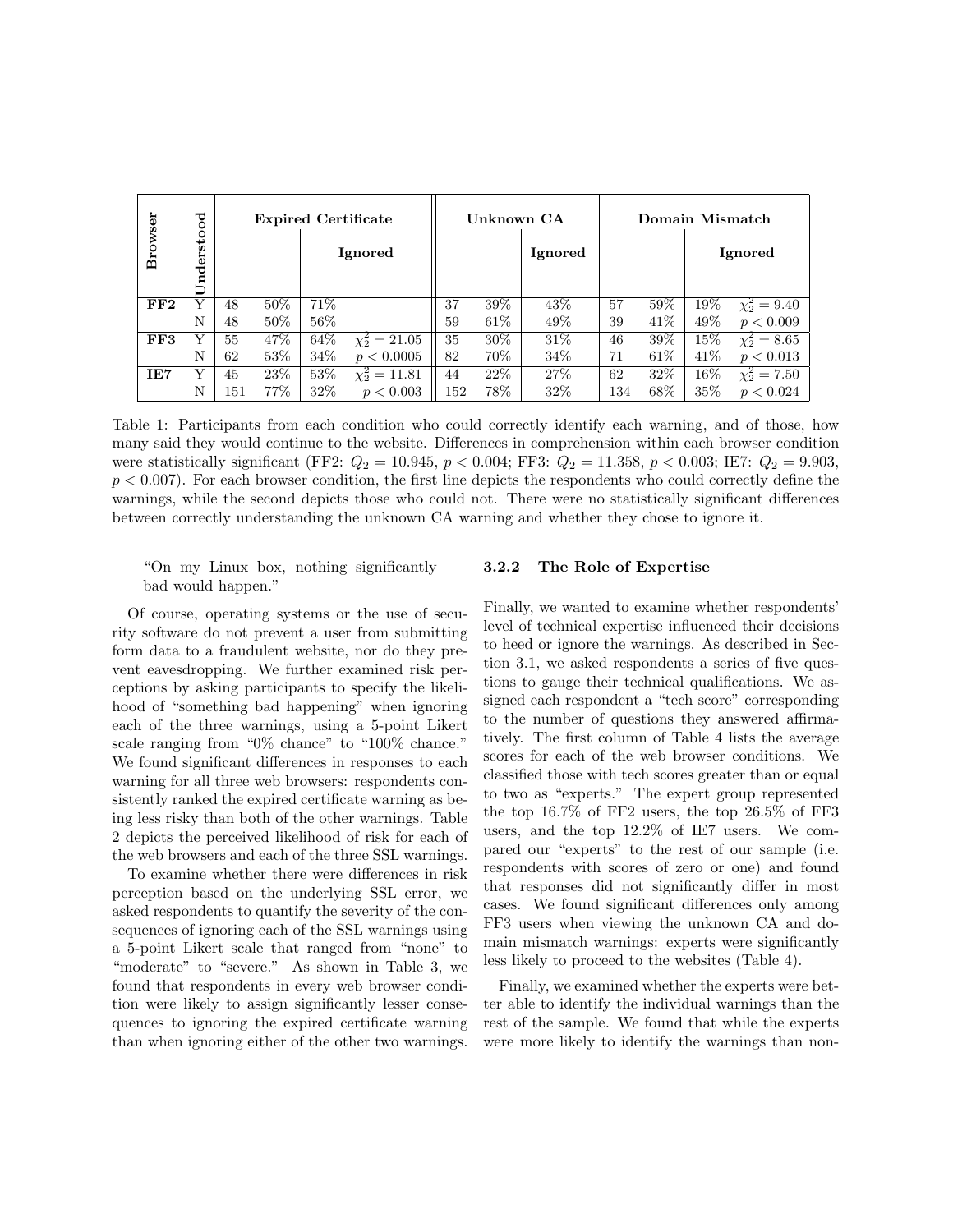| Browser | Understood | Expired Certificate | | | | Unknown CA | | | Domain Mismatch | | | |
|---|---|---|---|---|---|---|---|---|---|---|---|---|
| | | | | Ignored | | | | Ignored | | | Ignored | |
| **FF2** | Y | 48 | 50% | 71% | | 37 | 39% | 43% | 57 | 59% | 19% | $\chi_2^2 = 9.40$ |
| | N | 48 | 50% | 56% | | 59 | 61% | 49% | 39 | 41% | 49% | $p < 0.009$ |
| **FF3** | Y | 55 | 47% | 64% | $\chi_2^2 = 21.05$ | 35 | 30% | 31% | 46 | 39% | 15% | $\chi_2^2 = 8.65$ |
| | N | 62 | 53% | 34% | $p < 0.0005$ | 82 | 70% | 34% | 71 | 61% | 41% | $p < 0.013$ |
| **IE7** | Y | 45 | 23% | 53% | $\chi_2^2 = 11.81$ | 44 | 22% | 27% | 62 | 32% | 16% | $\chi_2^2 = 7.50$ |
| | N | 151 | 77% | 32% | $p < 0.003$ | 152 | 78% | 32% | 134 | 68% | 35% | $p < 0.024$ |

Table 1: Participants from each condition who could correctly identify each warning, and of those, how many said they would continue to the website. Differences in comprehension within each browser condition were statistically significant (FF2: $Q_2 = 10.945$, $p < 0.004$; FF3: $Q_2 = 11.358$, $p < 0.003$; IE7: $Q_2 = 9.903$, $p < 0.007$). For each browser condition, the first line depicts the respondents who could correctly define the warnings, while the second depicts those who could not. There were no statistically significant differences between correctly understanding the unknown CA warning and whether they chose to ignore it.

> "On my Linux box, nothing significantly bad would happen."

Of course, operating systems or the use of security software do not prevent a user from submitting form data to a fraudulent website, nor do they prevent eavesdropping. We further examined risk perceptions by asking participants to specify the likelihood of "something bad happening" when ignoring each of the three warnings, using a 5-point Likert scale ranging from "0% chance" to "100% chance." We found significant differences in responses to each warning for all three web browsers: respondents consistently ranked the expired certificate warning as being less risky than both of the other warnings. Table 2 depicts the perceived likelihood of risk for each of the web browsers and each of the three SSL warnings.

To examine whether there were differences in risk perception based on the underlying SSL error, we asked respondents to quantify the severity of the consequences of ignoring each of the SSL warnings using a 5-point Likert scale that ranged from "none" to "moderate" to "severe." As shown in Table 3, we found that respondents in every web browser condition were likely to assign significantly lesser consequences to ignoring the expired certificate warning than when ignoring either of the other two warnings.

#### 3.2.2 The Role of Expertise

Finally, we wanted to examine whether respondents' level of technical expertise influenced their decisions to heed or ignore the warnings. As described in Section 3.1, we asked respondents a series of five questions to gauge their technical qualifications. We assigned each respondent a "tech score" corresponding to the number of questions they answered affirmatively. The first column of Table 4 lists the average scores for each of the web browser conditions. We classified those with tech scores greater than or equal to two as "experts." The expert group represented the top 16.7% of FF2 users, the top 26.5% of FF3 users, and the top 12.2% of IE7 users. We compared our "experts" to the rest of our sample (i.e. respondents with scores of zero or one) and found that responses did not significantly differ in most cases. We found significant differences only among FF3 users when viewing the unknown CA and domain mismatch warnings: experts were significantly less likely to proceed to the websites (Table 4).

Finally, we examined whether the experts were better able to identify the individual warnings than the rest of the sample. We found that while the experts were more likely to identify the warnings than non-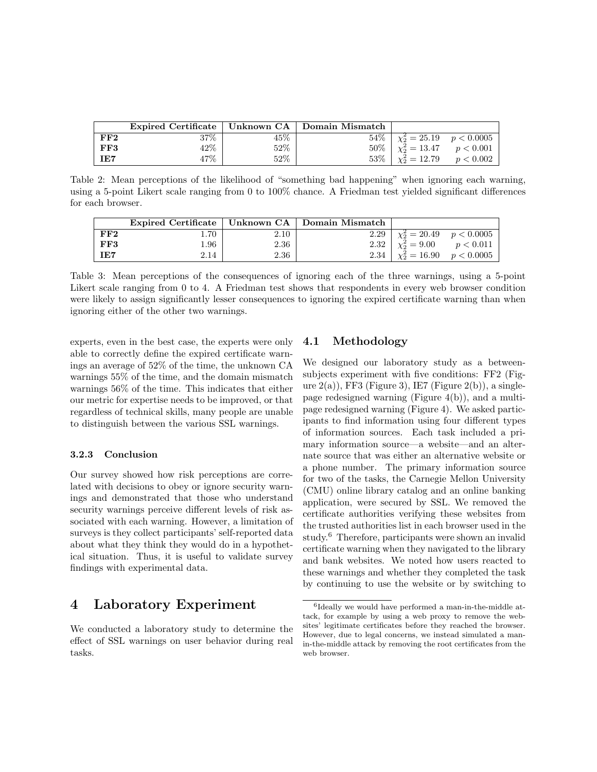| | Expired Certificate | Unknown CA | Domain Mismatch | | |
|---|---|---|---|---|---|
| **FF2** | 37% | 45% | 54% | $\chi^2_2 = 25.19$ | $p < 0.0005$ |
| **FF3** | 42% | 52% | 50% | $\chi^2_2 = 13.47$ | $p < 0.001$ |
| **IE7** | 47% | 52% | 53% | $\chi^2_2 = 12.79$ | $p < 0.002$ |

Table 2: Mean perceptions of the likelihood of "something bad happening" when ignoring each warning, using a 5-point Likert scale ranging from 0 to 100% chance. A Friedman test yielded significant differences for each browser.

| | Expired Certificate | Unknown CA | Domain Mismatch | | |
|---|---|---|---|---|---|
| **FF2** | 1.70 | 2.10 | 2.29 | $\chi^2_2 = 20.49$ | $p < 0.0005$ |
| **FF3** | 1.96 | 2.36 | 2.32 | $\chi^2_2 = 9.00$ | $p < 0.011$ |
| **IE7** | 2.14 | 2.36 | 2.34 | $\chi^2_2 = 16.90$ | $p < 0.0005$ |

Table 3: Mean perceptions of the consequences of ignoring each of the three warnings, using a 5-point Likert scale ranging from 0 to 4. A Friedman test shows that respondents in every web browser condition were likely to assign significantly lesser consequences to ignoring the expired certificate warning than when ignoring either of the other two warnings.

experts, even in the best case, the experts were only able to correctly define the expired certificate warnings an average of 52% of the time, the unknown CA warnings 55% of the time, and the domain mismatch warnings 56% of the time. This indicates that either our metric for expertise needs to be improved, or that regardless of technical skills, many people are unable to distinguish between the various SSL warnings.

#### 3.2.3 Conclusion

Our survey showed how risk perceptions are correlated with decisions to obey or ignore security warnings and demonstrated that those who understand security warnings perceive different levels of risk associated with each warning. However, a limitation of surveys is they collect participants' self-reported data about what they think they would do in a hypothetical situation. Thus, it is useful to validate survey findings with experimental data.

## 4 Laboratory Experiment

We conducted a laboratory study to determine the effect of SSL warnings on user behavior during real tasks.

### 4.1 Methodology

We designed our laboratory study as a between-subjects experiment with five conditions: FF2 (Figure 2(a)), FF3 (Figure 3), IE7 (Figure 2(b)), a single-page redesigned warning (Figure 4(b)), and a multi-page redesigned warning (Figure 4). We asked participants to find information using four different types of information sources. Each task included a primary information source—a website—and an alternate source that was either an alternative website or a phone number. The primary information source for two of the tasks, the Carnegie Mellon University (CMU) online library catalog and an online banking application, were secured by SSL. We removed the certificate authorities verifying these websites from the trusted authorities list in each browser used in the study.[6] Therefore, participants were shown an invalid certificate warning when they navigated to the library and bank websites. We noted how users reacted to these warnings and whether they completed the task by continuing to use the website or by switching to

[6] Ideally we would have performed a man-in-the-middle attack, for example by using a web proxy to remove the websites' legitimate certificates before they reached the browser. However, due to legal concerns, we instead simulated a man-in-the-middle attack by removing the root certificates from the web browser.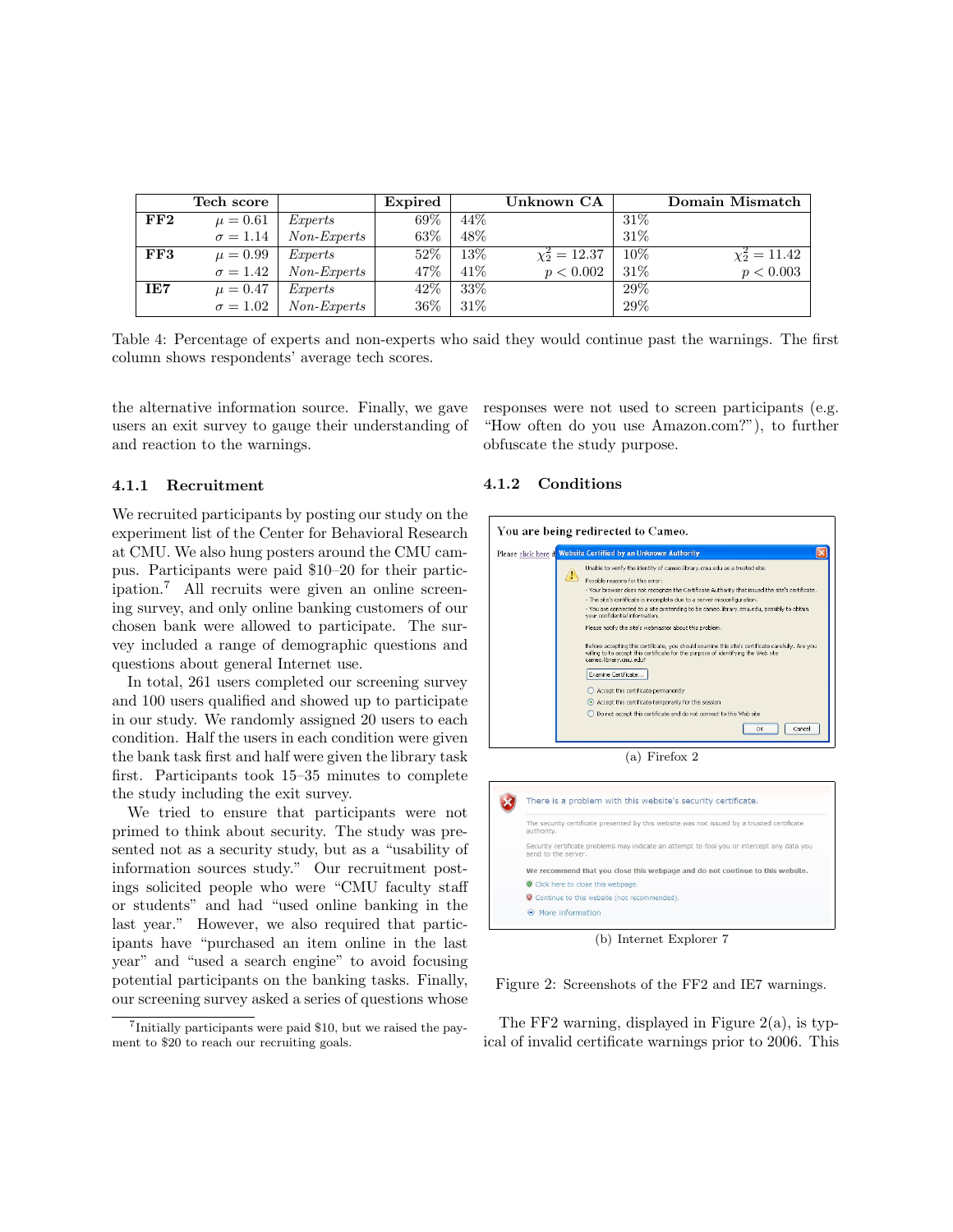| | Tech score | | Expired | Unknown CA | | Domain Mismatch | |
|---|---|---|---|---|---|---|---|
| **FF2** | $\mu = 0.61$ | *Experts* | 69% | 44% | | 31% | |
| | $\sigma = 1.14$ | *Non-Experts* | 63% | 48% | | 31% | |
| **FF3** | $\mu = 0.99$ | *Experts* | 52% | 13% | $\chi^2_2 = 12.37$ | 10% | $\chi^2_2 = 11.42$ |
| | $\sigma = 1.42$ | *Non-Experts* | 47% | 41% | $p < 0.002$ | 31% | $p < 0.003$ |
| **IE7** | $\mu = 0.47$ | *Experts* | 42% | 33% | | 29% | |
| | $\sigma = 1.02$ | *Non-Experts* | 36% | 31% | | 29% | |

Table 4: Percentage of experts and non-experts who said they would continue past the warnings. The first column shows respondents' average tech scores.

the alternative information source. Finally, we gave users an exit survey to gauge their understanding of and reaction to the warnings.

### 4.1.1 Recruitment

We recruited participants by posting our study on the experiment list of the Center for Behavioral Research at CMU. We also hung posters around the CMU campus. Participants were paid $10–20 for their participation.[7] All recruits were given an online screening survey, and only online banking customers of our chosen bank were allowed to participate. The survey included a range of demographic questions and questions about general Internet use.

In total, 261 users completed our screening survey and 100 users qualified and showed up to participate in our study. We randomly assigned 20 users to each condition. Half the users in each condition were given the bank task first and half were given the library task first. Participants took 15–35 minutes to complete the study including the exit survey.

We tried to ensure that participants were not primed to think about security. The study was presented not as a security study, but as a "usability of information sources study." Our recruitment postings solicited people who were "CMU faculty staff or students" and had "used online banking in the last year." However, we also required that participants have "purchased an item online in the last year" and "used a search engine" to avoid focusing potential participants on the banking tasks. Finally, our screening survey asked a series of questions whose responses were not used to screen participants (e.g. "How often do you use Amazon.com?"), to further obfuscate the study purpose.

[7] Initially participants were paid $10, but we raised the payment to $20 to reach our recruiting goals.

### 4.1.2 Conditions

(a) Firefox 2

(b) Internet Explorer 7

Figure 2: Screenshots of the FF2 and IE7 warnings.

The FF2 warning, displayed in Figure 2(a), is typical of invalid certificate warnings prior to 2006. This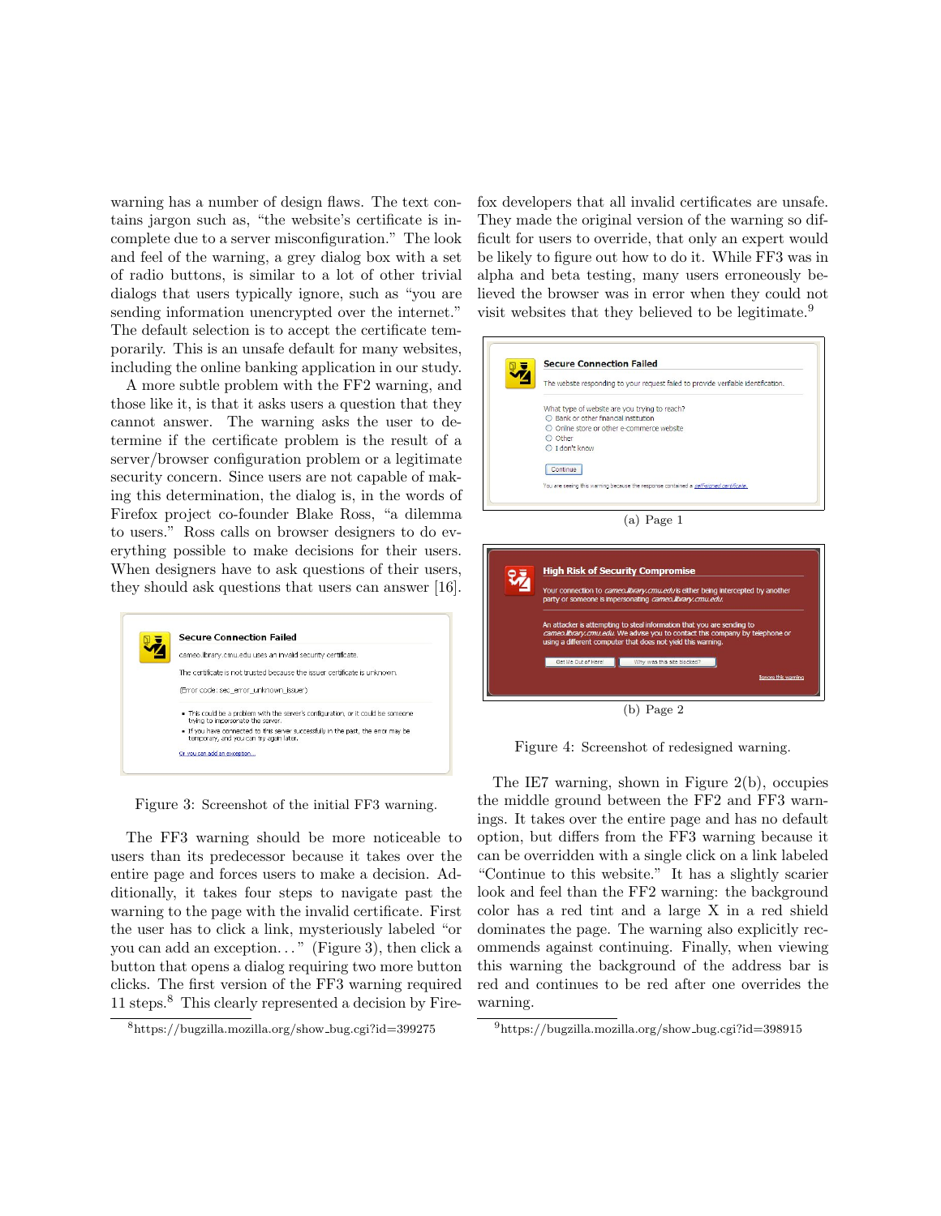warning has a number of design flaws. The text contains jargon such as, "the website's certificate is incomplete due to a server misconfiguration." The look and feel of the warning, a grey dialog box with a set of radio buttons, is similar to a lot of other trivial dialogs that users typically ignore, such as "you are sending information unencrypted over the internet." The default selection is to accept the certificate temporarily. This is an unsafe default for many websites, including the online banking application in our study.

A more subtle problem with the FF2 warning, and those like it, is that it asks users a question that they cannot answer. The warning asks the user to determine if the certificate problem is the result of a server/browser configuration problem or a legitimate security concern. Since users are not capable of making this determination, the dialog is, in the words of Firefox project co-founder Blake Ross, "a dilemma to users." Ross calls on browser designers to do everything possible to make decisions for their users. When designers have to ask questions of their users, they should ask questions that users can answer [16].

Figure 3: Screenshot of the initial FF3 warning.

The FF3 warning should be more noticeable to users than its predecessor because it takes over the entire page and forces users to make a decision. Additionally, it takes four steps to navigate past the warning to the page with the invalid certificate. First the user has to click a link, mysteriously labeled "or you can add an exception…" (Figure 3), then click a button that opens a dialog requiring two more button clicks. The first version of the FF3 warning required 11 steps.[8] This clearly represented a decision by Firefox developers that all invalid certificates are unsafe. They made the original version of the warning so difficult for users to override, that only an expert would be likely to figure out how to do it. While FF3 was in alpha and beta testing, many users erroneously believed the browser was in error when they could not visit websites that they believed to be legitimate.[9]

(a) Page 1

(b) Page 2

Figure 4: Screenshot of redesigned warning.

The IE7 warning, shown in Figure 2(b), occupies the middle ground between the FF2 and FF3 warnings. It takes over the entire page and has no default option, but differs from the FF3 warning because it can be overridden with a single click on a link labeled "Continue to this website." It has a slightly scarier look and feel than the FF2 warning: the background color has a red tint and a large X in a red shield dominates the page. The warning also explicitly recommends against continuing. Finally, when viewing this warning the background of the address bar is red and continues to be red after one overrides the warning.

[8] https://bugzilla.mozilla.org/show_bug.cgi?id=399275

[9] https://bugzilla.mozilla.org/show_bug.cgi?id=398915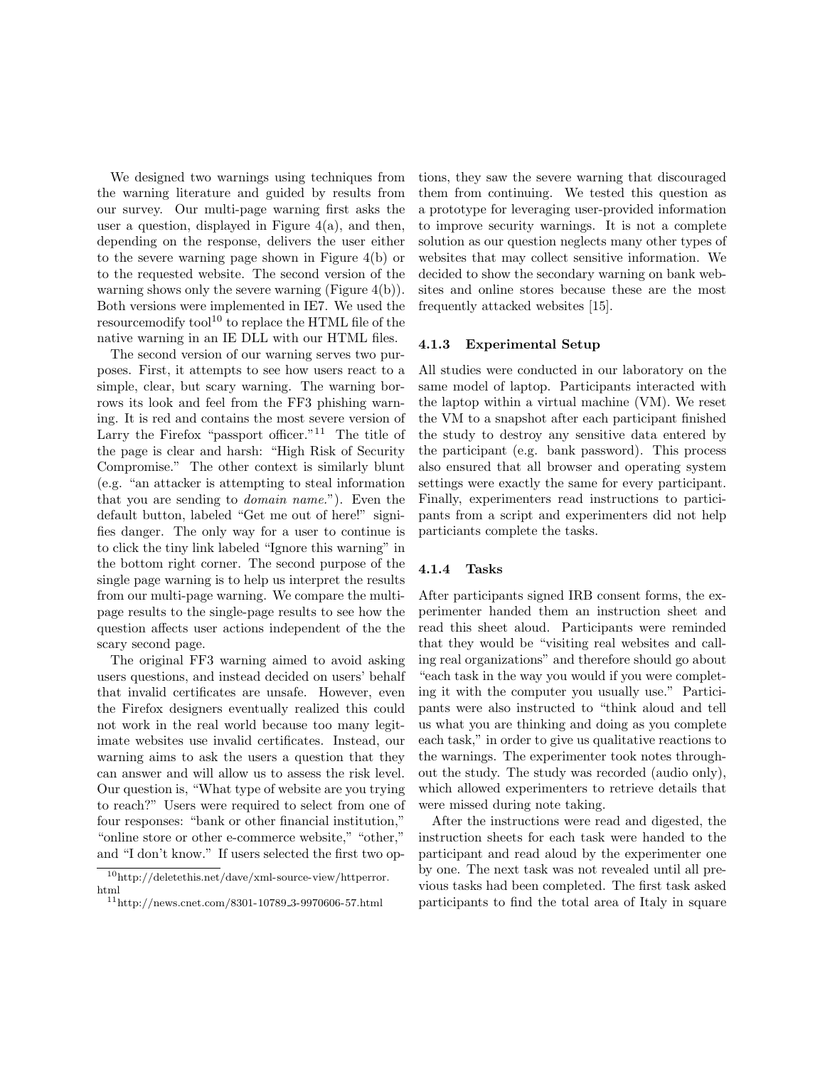We designed two warnings using techniques from the warning literature and guided by results from our survey. Our multi-page warning first asks the user a question, displayed in Figure 4(a), and then, depending on the response, delivers the user either to the severe warning page shown in Figure 4(b) or to the requested website. The second version of the warning shows only the severe warning (Figure 4(b)). Both versions were implemented in IE7. We used the resourcemodify tool[10] to replace the HTML file of the native warning in an IE DLL with our HTML files.

The second version of our warning serves two purposes. First, it attempts to see how users react to a simple, clear, but scary warning. The warning borrows its look and feel from the FF3 phishing warning. It is red and contains the most severe version of Larry the Firefox "passport officer."[11] The title of the page is clear and harsh: "High Risk of Security Compromise." The other context is similarly blunt (e.g. "an attacker is attempting to steal information that you are sending to *domain name*."). Even the default button, labeled "Get me out of here!" signifies danger. The only way for a user to continue is to click the tiny link labeled "Ignore this warning" in the bottom right corner. The second purpose of the single page warning is to help us interpret the results from our multi-page warning. We compare the multi-page results to the single-page results to see how the question affects user actions independent of the the scary second page.

The original FF3 warning aimed to avoid asking users questions, and instead decided on users' behalf that invalid certificates are unsafe. However, even the Firefox designers eventually realized this could not work in the real world because too many legitimate websites use invalid certificates. Instead, our warning aims to ask the users a question that they can answer and will allow us to assess the risk level. Our question is, "What type of website are you trying to reach?" Users were required to select from one of four responses: "bank or other financial institution," "online store or other e-commerce website," "other," and "I don't know." If users selected the first two options, they saw the severe warning that discouraged them from continuing. We tested this question as a prototype for leveraging user-provided information to improve security warnings. It is not a complete solution as our question neglects many other types of websites that may collect sensitive information. We decided to show the secondary warning on bank websites and online stores because these are the most frequently attacked websites [15].

### 4.1.3 Experimental Setup

All studies were conducted in our laboratory on the same model of laptop. Participants interacted with the laptop within a virtual machine (VM). We reset the VM to a snapshot after each participant finished the study to destroy any sensitive data entered by the participant (e.g. bank password). This process also ensured that all browser and operating system settings were exactly the same for every participant. Finally, experimenters read instructions to participants from a script and experimenters did not help particiants complete the tasks.

### 4.1.4 Tasks

After participants signed IRB consent forms, the experimenter handed them an instruction sheet and read this sheet aloud. Participants were reminded that they would be "visiting real websites and calling real organizations" and therefore should go about "each task in the way you would if you were completing it with the computer you usually use." Participants were also instructed to "think aloud and tell us what you are thinking and doing as you complete each task," in order to give us qualitative reactions to the warnings. The experimenter took notes throughout the study. The study was recorded (audio only), which allowed experimenters to retrieve details that were missed during note taking.

After the instructions were read and digested, the instruction sheets for each task were handed to the participant and read aloud by the experimenter one by one. The next task was not revealed until all previous tasks had been completed. The first task asked participants to find the total area of Italy in square

[10] http://deletethis.net/dave/xml-source-view/httperror.html

[11] http://news.cnet.com/8301-10789_3-9970606-57.html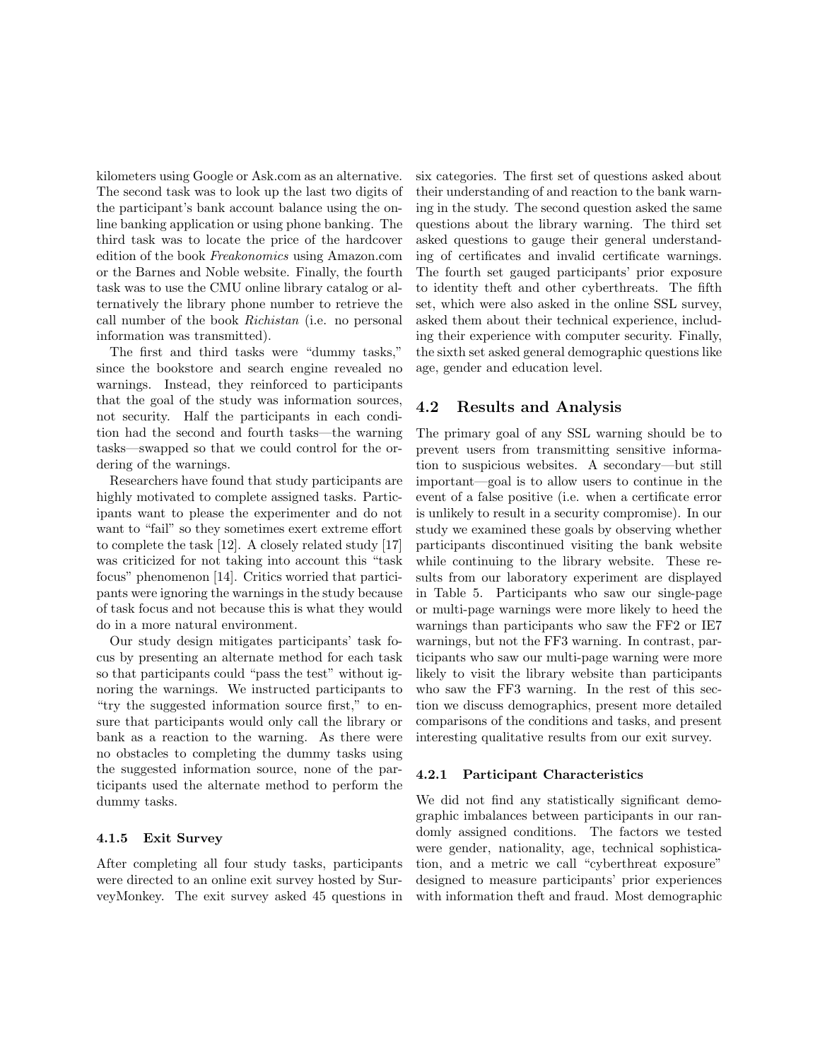kilometers using Google or Ask.com as an alternative. The second task was to look up the last two digits of the participant's bank account balance using the online banking application or using phone banking. The third task was to locate the price of the hardcover edition of the book *Freakonomics* using Amazon.com or the Barnes and Noble website. Finally, the fourth task was to use the CMU online library catalog or alternatively the library phone number to retrieve the call number of the book *Richistan* (i.e. no personal information was transmitted).

The first and third tasks were "dummy tasks," since the bookstore and search engine revealed no warnings. Instead, they reinforced to participants that the goal of the study was information sources, not security. Half the participants in each condition had the second and fourth tasks—the warning tasks—swapped so that we could control for the ordering of the warnings.

Researchers have found that study participants are highly motivated to complete assigned tasks. Participants want to please the experimenter and do not want to "fail" so they sometimes exert extreme effort to complete the task [12]. A closely related study [17] was criticized for not taking into account this "task focus" phenomenon [14]. Critics worried that participants were ignoring the warnings in the study because of task focus and not because this is what they would do in a more natural environment.

Our study design mitigates participants' task focus by presenting an alternate method for each task so that participants could "pass the test" without ignoring the warnings. We instructed participants to "try the suggested information source first," to ensure that participants would only call the library or bank as a reaction to the warning. As there were no obstacles to completing the dummy tasks using the suggested information source, none of the participants used the alternate method to perform the dummy tasks.

#### 4.1.5 Exit Survey

After completing all four study tasks, participants were directed to an online exit survey hosted by SurveyMonkey. The exit survey asked 45 questions in six categories. The first set of questions asked about their understanding of and reaction to the bank warning in the study. The second question asked the same questions about the library warning. The third set asked questions to gauge their general understanding of certificates and invalid certificate warnings. The fourth set gauged participants' prior exposure to identity theft and other cyberthreats. The fifth set, which were also asked in the online SSL survey, asked them about their technical experience, including their experience with computer security. Finally, the sixth set asked general demographic questions like age, gender and education level.

### 4.2 Results and Analysis

The primary goal of any SSL warning should be to prevent users from transmitting sensitive information to suspicious websites. A secondary—but still important—goal is to allow users to continue in the event of a false positive (i.e. when a certificate error is unlikely to result in a security compromise). In our study we examined these goals by observing whether participants discontinued visiting the bank website while continuing to the library website. These results from our laboratory experiment are displayed in Table 5. Participants who saw our single-page or multi-page warnings were more likely to heed the warnings than participants who saw the FF2 or IE7 warnings, but not the FF3 warning. In contrast, participants who saw our multi-page warning were more likely to visit the library website than participants who saw the FF3 warning. In the rest of this section we discuss demographics, present more detailed comparisons of the conditions and tasks, and present interesting qualitative results from our exit survey.

#### 4.2.1 Participant Characteristics

We did not find any statistically significant demographic imbalances between participants in our randomly assigned conditions. The factors we tested were gender, nationality, age, technical sophistication, and a metric we call "cyberthreat exposure" designed to measure participants' prior experiences with information theft and fraud. Most demographic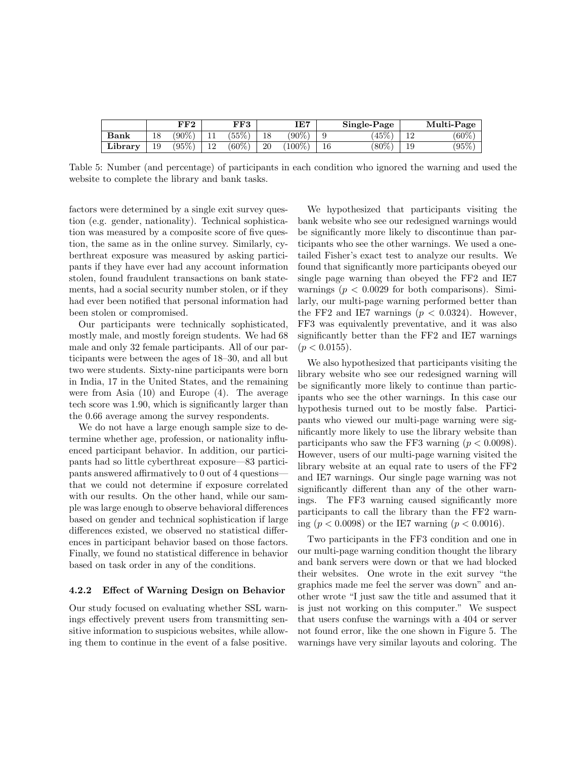| | FF2 | | FF3 | | IE7 | | Single-Page | | Multi-Page | |
|---|---|---|---|---|---|---|---|---|---|---|
| **Bank** | 18 | (90%) | 11 | (55%) | 18 | (90%) | 9 | (45%) | 12 | (60%) |
| **Library** | 19 | (95%) | 12 | (60%) | 20 | (100%) | 16 | (80%) | 19 | (95%) |

Table 5: Number (and percentage) of participants in each condition who ignored the warning and used the website to complete the library and bank tasks.

factors were determined by a single exit survey question (e.g. gender, nationality). Technical sophistication was measured by a composite score of five questions, the same as in the online survey. Similarly, cyberthreat exposure was measured by asking participants if they have ever had any account information stolen, found fraudulent transactions on bank statements, had a social security number stolen, or if they had ever been notified that personal information had been stolen or compromised.

Our participants were technically sophisticated, mostly male, and mostly foreign students. We had 68 male and only 32 female participants. All of our participants were between the ages of 18–30, and all but two were students. Sixty-nine participants were born in India, 17 in the United States, and the remaining were from Asia (10) and Europe (4). The average tech score was 1.90, which is significantly larger than the 0.66 average among the survey respondents.

We do not have a large enough sample size to determine whether age, profession, or nationality influenced participant behavior. In addition, our participants had so little cyberthreat exposure—83 participants answered affirmatively to 0 out of 4 questions—that we could not determine if exposure correlated with our results. On the other hand, while our sample was large enough to observe behavioral differences based on gender and technical sophistication if large differences existed, we observed no statistical differences in participant behavior based on those factors. Finally, we found no statistical difference in behavior based on task order in any of the conditions.

#### 4.2.2 Effect of Warning Design on Behavior

Our study focused on evaluating whether SSL warnings effectively prevent users from transmitting sensitive information to suspicious websites, while allowing them to continue in the event of a false positive.

We hypothesized that participants visiting the bank website who see our redesigned warnings would be significantly more likely to discontinue than participants who see the other warnings. We used a one-tailed Fisher's exact test to analyze our results. We found that significantly more participants obeyed our single page warning than obeyed the FF2 and IE7 warnings ($p < 0.0029$ for both comparisons). Similarly, our multi-page warning performed better than the FF2 and IE7 warnings ($p < 0.0324$). However, FF3 was equivalently preventative, and it was also significantly better than the FF2 and IE7 warnings ($p < 0.0155$).

We also hypothesized that participants visiting the library website who see our redesigned warning will be significantly more likely to continue than participants who see the other warnings. In this case our hypothesis turned out to be mostly false. Participants who viewed our multi-page warning were significantly more likely to use the library website than participants who saw the FF3 warning ($p < 0.0098$). However, users of our multi-page warning visited the library website at an equal rate to users of the FF2 and IE7 warnings. Our single page warning was not significantly different than any of the other warnings. The FF3 warning caused significantly more participants to call the library than the FF2 warning ($p < 0.0098$) or the IE7 warning ($p < 0.0016$).

Two participants in the FF3 condition and one in our multi-page warning condition thought the library and bank servers were down or that we had blocked their websites. One wrote in the exit survey "the graphics made me feel the server was down" and another wrote "I just saw the title and assumed that it is just not working on this computer." We suspect that users confuse the warnings with a 404 or server not found error, like the one shown in Figure 5. The warnings have very similar layouts and coloring. The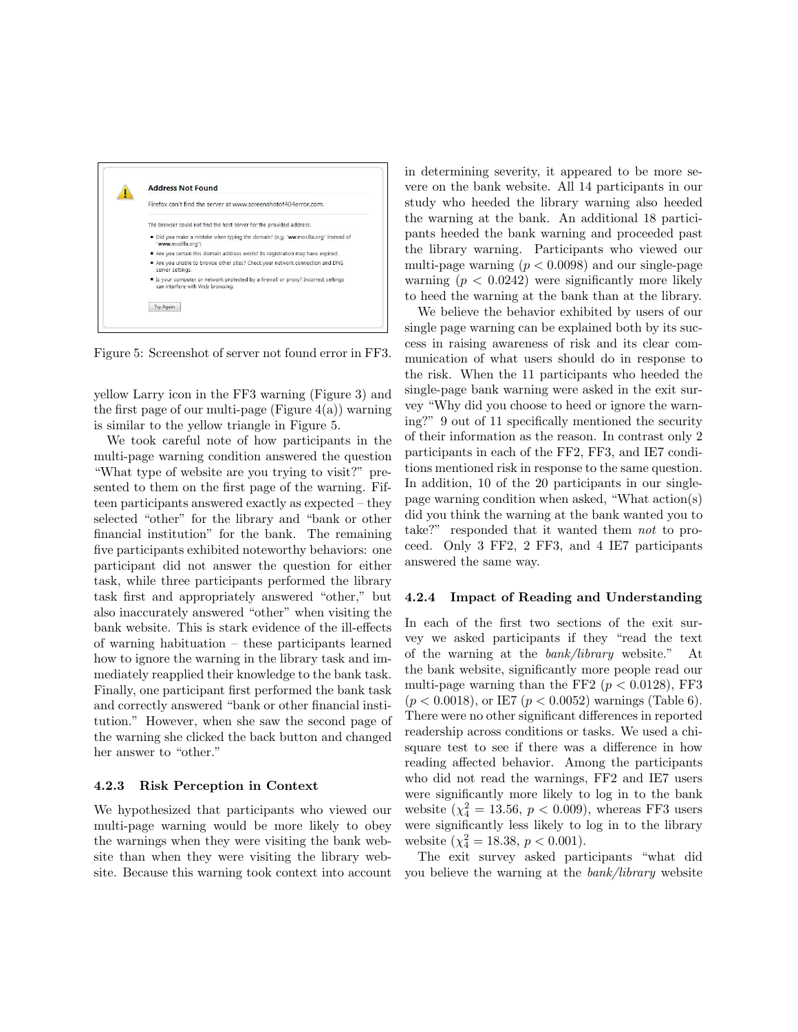Figure 5: Screenshot of server not found error in FF3.

yellow Larry icon in the FF3 warning (Figure 3) and the first page of our multi-page (Figure 4(a)) warning is similar to the yellow triangle in Figure 5.

We took careful note of how participants in the multi-page warning condition answered the question "What type of website are you trying to visit?" presented to them on the first page of the warning. Fifteen participants answered exactly as expected – they selected "other" for the library and "bank or other financial institution" for the bank. The remaining five participants exhibited noteworthy behaviors: one participant did not answer the question for either task, while three participants performed the library task first and appropriately answered "other," but also inaccurately answered "other" when visiting the bank website. This is stark evidence of the ill-effects of warning habituation – these participants learned how to ignore the warning in the library task and immediately reapplied their knowledge to the bank task. Finally, one participant first performed the bank task and correctly answered "bank or other financial institution." However, when she saw the second page of the warning she clicked the back button and changed her answer to "other."

#### 4.2.3 Risk Perception in Context

We hypothesized that participants who viewed our multi-page warning would be more likely to obey the warnings when they were visiting the bank website than when they were visiting the library website. Because this warning took context into account in determining severity, it appeared to be more severe on the bank website. All 14 participants in our study who heeded the library warning also heeded the warning at the bank. An additional 18 participants heeded the bank warning and proceeded past the library warning. Participants who viewed our multi-page warning ($p < 0.0098$) and our single-page warning ($p < 0.0242$) were significantly more likely to heed the warning at the bank than at the library.

We believe the behavior exhibited by users of our single page warning can be explained both by its success in raising awareness of risk and its clear communication of what users should do in response to the risk. When the 11 participants who heeded the single-page bank warning were asked in the exit survey "Why did you choose to heed or ignore the warning?" 9 out of 11 specifically mentioned the security of their information as the reason. In contrast only 2 participants in each of the FF2, FF3, and IE7 conditions mentioned risk in response to the same question. In addition, 10 of the 20 participants in our single-page warning condition when asked, "What action(s) did you think the warning at the bank wanted you to take?" responded that it wanted them *not* to proceed. Only 3 FF2, 2 FF3, and 4 IE7 participants answered the same way.

#### 4.2.4 Impact of Reading and Understanding

In each of the first two sections of the exit survey we asked participants if they "read the text of the warning at the *bank/library* website." At the bank website, significantly more people read our multi-page warning than the FF2 ($p < 0.0128$), FF3 ($p < 0.0018$), or IE7 ($p < 0.0052$) warnings (Table 6). There were no other significant differences in reported readership across conditions or tasks. We used a chi-square test to see if there was a difference in how reading affected behavior. Among the participants who did not read the warnings, FF2 and IE7 users were significantly more likely to log in to the bank website ($\chi^2_4 = 13.56$, $p < 0.009$), whereas FF3 users were significantly less likely to log in to the library website ($\chi^2_4 = 18.38$, $p < 0.001$).

The exit survey asked participants "what did you believe the warning at the *bank/library* website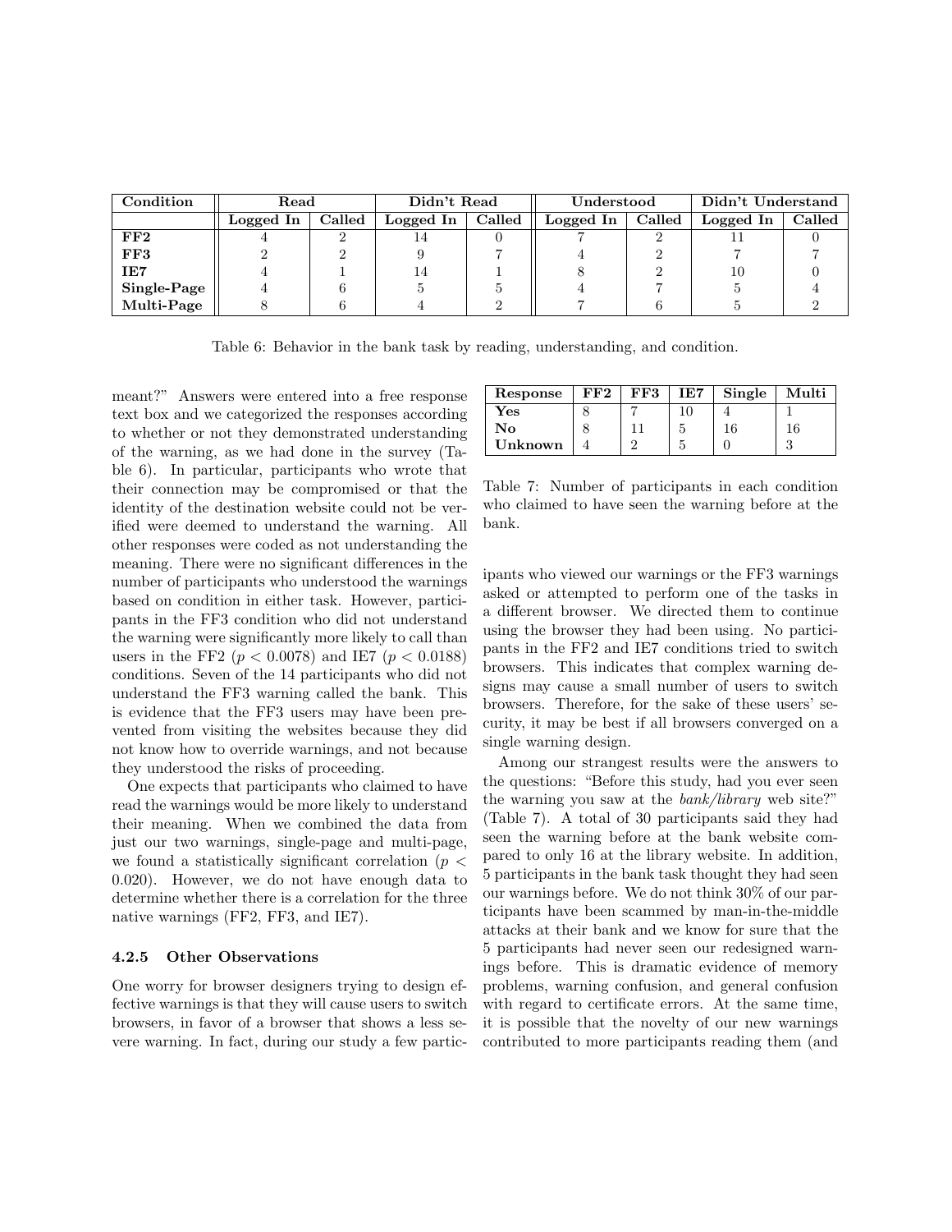| Condition | Read | | Didn't Read | | Understood | | Didn't Understand | |
|---|---|---|---|---|---|---|---|---|
| | Logged In | Called | Logged In | Called | Logged In | Called | Logged In | Called |
| **FF2** | 4 | 2 | 14 | 0 | 7 | 2 | 11 | 0 |
| **FF3** | 2 | 2 | 9 | 7 | 4 | 2 | 7 | 7 |
| **IE7** | 4 | 1 | 14 | 1 | 8 | 2 | 10 | 0 |
| **Single-Page** | 4 | 6 | 5 | 5 | 4 | 7 | 5 | 4 |
| **Multi-Page** | 8 | 6 | 4 | 2 | 7 | 6 | 5 | 2 |

Table 6: Behavior in the bank task by reading, understanding, and condition.

meant?" Answers were entered into a free response text box and we categorized the responses according to whether or not they demonstrated understanding of the warning, as we had done in the survey (Table 6). In particular, participants who wrote that their connection may be compromised or that the identity of the destination website could not be verified were deemed to understand the warning. All other responses were coded as not understanding the meaning. There were no significant differences in the number of participants who understood the warnings based on condition in either task. However, participants in the FF3 condition who did not understand the warning were significantly more likely to call than users in the FF2 ($p < 0.0078$) and IE7 ($p < 0.0188$) conditions. Seven of the 14 participants who did not understand the FF3 warning called the bank. This is evidence that the FF3 users may have been prevented from visiting the websites because they did not know how to override warnings, and not because they understood the risks of proceeding.

One expects that participants who claimed to have read the warnings would be more likely to understand their meaning. When we combined the data from just our two warnings, single-page and multi-page, we found a statistically significant correlation ($p < 0.020$). However, we do not have enough data to determine whether there is a correlation for the three native warnings (FF2, FF3, and IE7).

#### 4.2.5 Other Observations

One worry for browser designers trying to design effective warnings is that they will cause users to switch browsers, in favor of a browser that shows a less severe warning. In fact, during our study a few participants who viewed our warnings or the FF3 warnings asked or attempted to perform one of the tasks in a different browser. We directed them to continue using the browser they had been using. No participants in the FF2 and IE7 conditions tried to switch browsers. This indicates that complex warning designs may cause a small number of users to switch browsers. Therefore, for the sake of these users' security, it may be best if all browsers converged on a single warning design.

| Response | FF2 | FF3 | IE7 | Single | Multi |
|---|---|---|---|---|---|
| **Yes** | 8 | 7 | 10 | 4 | 1 |
| **No** | 8 | 11 | 5 | 16 | 16 |
| **Unknown** | 4 | 2 | 5 | 0 | 3 |

Table 7: Number of participants in each condition who claimed to have seen the warning before at the bank.

Among our strangest results were the answers to the questions: "Before this study, had you ever seen the warning you saw at the *bank/library* web site?" (Table 7). A total of 30 participants said they had seen the warning before at the bank website compared to only 16 at the library website. In addition, 5 participants in the bank task thought they had seen our warnings before. We do not think 30% of our participants have been scammed by man-in-the-middle attacks at their bank and we know for sure that the 5 participants had never seen our redesigned warnings before. This is dramatic evidence of memory problems, warning confusion, and general confusion with regard to certificate errors. At the same time, it is possible that the novelty of our new warnings contributed to more participants reading them (and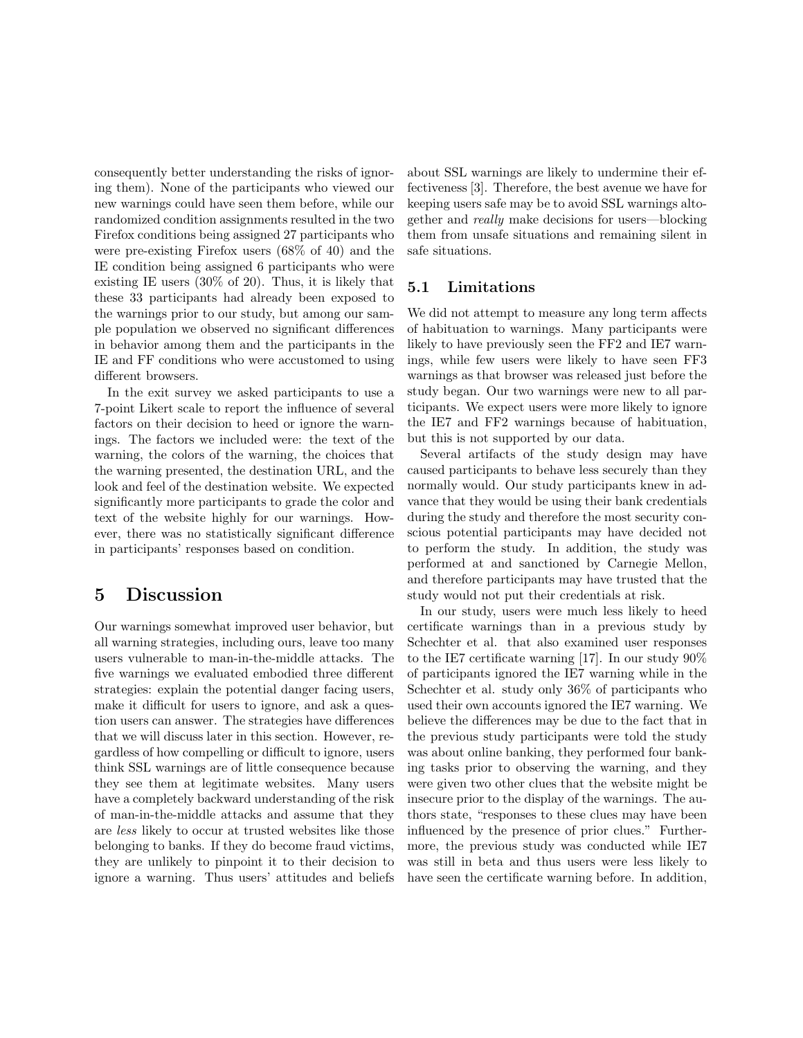consequently better understanding the risks of ignoring them). None of the participants who viewed our new warnings could have seen them before, while our randomized condition assignments resulted in the two Firefox conditions being assigned 27 participants who were pre-existing Firefox users (68% of 40) and the IE condition being assigned 6 participants who were existing IE users (30% of 20). Thus, it is likely that these 33 participants had already been exposed to the warnings prior to our study, but among our sample population we observed no significant differences in behavior among them and the participants in the IE and FF conditions who were accustomed to using different browsers.

In the exit survey we asked participants to use a 7-point Likert scale to report the influence of several factors on their decision to heed or ignore the warnings. The factors we included were: the text of the warning, the colors of the warning, the choices that the warning presented, the destination URL, and the look and feel of the destination website. We expected significantly more participants to grade the color and text of the website highly for our warnings. However, there was no statistically significant difference in participants' responses based on condition.

# 5 Discussion

Our warnings somewhat improved user behavior, but all warning strategies, including ours, leave too many users vulnerable to man-in-the-middle attacks. The five warnings we evaluated embodied three different strategies: explain the potential danger facing users, make it difficult for users to ignore, and ask a question users can answer. The strategies have differences that we will discuss later in this section. However, regardless of how compelling or difficult to ignore, users think SSL warnings are of little consequence because they see them at legitimate websites. Many users have a completely backward understanding of the risk of man-in-the-middle attacks and assume that they are *less* likely to occur at trusted websites like those belonging to banks. If they do become fraud victims, they are unlikely to pinpoint it to their decision to ignore a warning. Thus users' attitudes and beliefs about SSL warnings are likely to undermine their effectiveness [3]. Therefore, the best avenue we have for keeping users safe may be to avoid SSL warnings altogether and *really* make decisions for users—blocking them from unsafe situations and remaining silent in safe situations.

## 5.1 Limitations

We did not attempt to measure any long term affects of habituation to warnings. Many participants were likely to have previously seen the FF2 and IE7 warnings, while few users were likely to have seen FF3 warnings as that browser was released just before the study began. Our two warnings were new to all participants. We expect users were more likely to ignore the IE7 and FF2 warnings because of habituation, but this is not supported by our data.

Several artifacts of the study design may have caused participants to behave less securely than they normally would. Our study participants knew in advance that they would be using their bank credentials during the study and therefore the most security conscious potential participants may have decided not to perform the study. In addition, the study was performed at and sanctioned by Carnegie Mellon, and therefore participants may have trusted that the study would not put their credentials at risk.

In our study, users were much less likely to heed certificate warnings than in a previous study by Schechter et al. that also examined user responses to the IE7 certificate warning [17]. In our study 90% of participants ignored the IE7 warning while in the Schechter et al. study only 36% of participants who used their own accounts ignored the IE7 warning. We believe the differences may be due to the fact that in the previous study participants were told the study was about online banking, they performed four banking tasks prior to observing the warning, and they were given two other clues that the website might be insecure prior to the display of the warnings. The authors state, "responses to these clues may have been influenced by the presence of prior clues." Furthermore, the previous study was conducted while IE7 was still in beta and thus users were less likely to have seen the certificate warning before. In addition,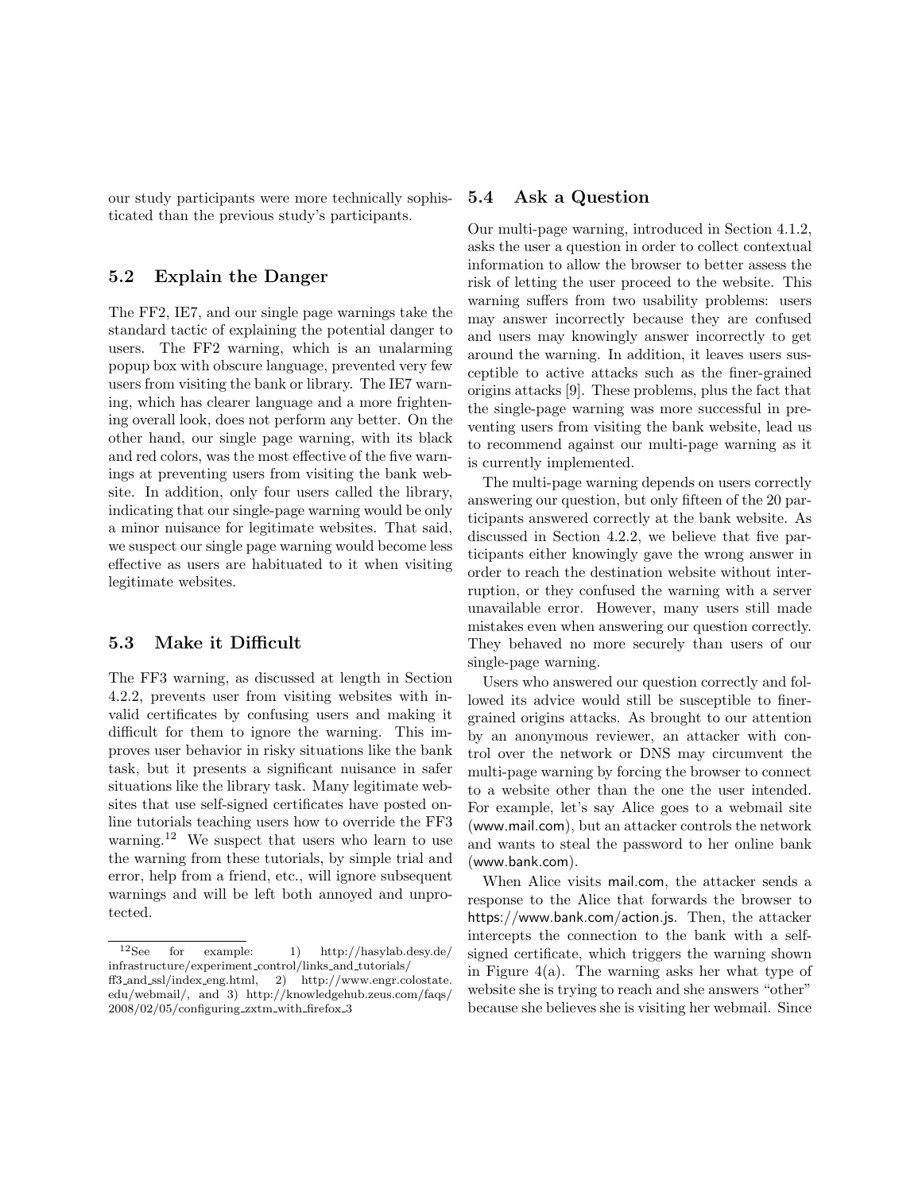our study participants were more technically sophisticated than the previous study's participants.

## 5.2 Explain the Danger

The FF2, IE7, and our single page warnings take the standard tactic of explaining the potential danger to users. The FF2 warning, which is an unalarming popup box with obscure language, prevented very few users from visiting the bank or library. The IE7 warning, which has clearer language and a more frightening overall look, does not perform any better. On the other hand, our single page warning, with its black and red colors, was the most effective of the five warnings at preventing users from visiting the bank website. In addition, only four users called the library, indicating that our single-page warning would be only a minor nuisance for legitimate websites. That said, we suspect our single page warning would become less effective as users are habituated to it when visiting legitimate websites.

## 5.3 Make it Difficult

The FF3 warning, as discussed at length in Section 4.2.2, prevents user from visiting websites with invalid certificates by confusing users and making it difficult for them to ignore the warning. This improves user behavior in risky situations like the bank task, but it presents a significant nuisance in safer situations like the library task. Many legitimate websites that use self-signed certificates have posted online tutorials teaching users how to override the FF3 warning.[12] We suspect that users who learn to use the warning from these tutorials, by simple trial and error, help from a friend, etc., will ignore subsequent warnings and will be left both annoyed and unprotected.

[12] See for example: 1) http://hasylab.desy.de/infrastructure/experiment_control/links_and_tutorials/ff3_and_ssl/index_eng.html, 2) http://www.engr.colostate.edu/webmail/, and 3) http://knowledgehub.zeus.com/faqs/2008/02/05/configuring_zxtm_with_firefox_3

## 5.4 Ask a Question

Our multi-page warning, introduced in Section 4.1.2, asks the user a question in order to collect contextual information to allow the browser to better assess the risk of letting the user proceed to the website. This warning suffers from two usability problems: users may answer incorrectly because they are confused and users may knowingly answer incorrectly to get around the warning. In addition, it leaves users susceptible to active attacks such as the finer-grained origins attacks [9]. These problems, plus the fact that the single-page warning was more successful in preventing users from visiting the bank website, lead us to recommend against our multi-page warning as it is currently implemented.

The multi-page warning depends on users correctly answering our question, but only fifteen of the 20 participants answered correctly at the bank website. As discussed in Section 4.2.2, we believe that five participants either knowingly gave the wrong answer in order to reach the destination website without interruption, or they confused the warning with a server unavailable error. However, many users still made mistakes even when answering our question correctly. They behaved no more securely than users of our single-page warning.

Users who answered our question correctly and followed its advice would still be susceptible to finer-grained origins attacks. As brought to our attention by an anonymous reviewer, an attacker with control over the network or DNS may circumvent the multi-page warning by forcing the browser to connect to a website other than the one the user intended. For example, let's say Alice goes to a webmail site (www.mail.com), but an attacker controls the network and wants to steal the password to her online bank (www.bank.com).

When Alice visits mail.com, the attacker sends a response to the Alice that forwards the browser to https://www.bank.com/action.js. Then, the attacker intercepts the connection to the bank with a self-signed certificate, which triggers the warning shown in Figure 4(a). The warning asks her what type of website she is trying to reach and she answers "other" because she believes she is visiting her webmail. Since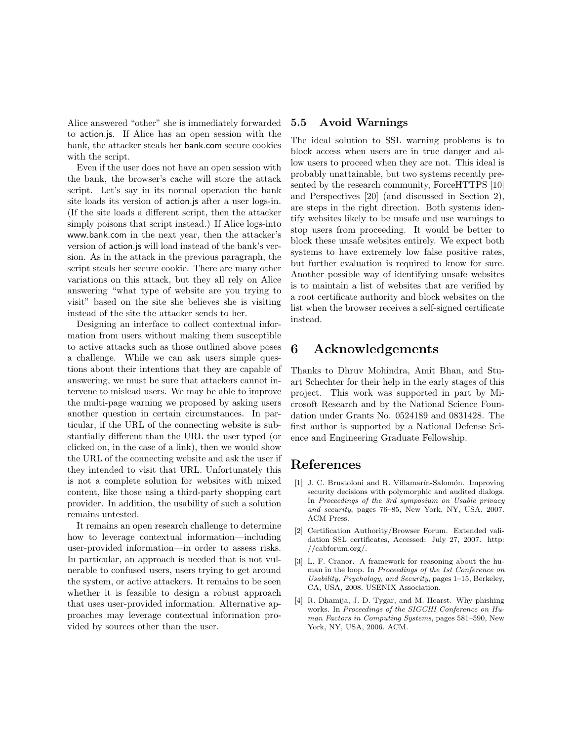Alice answered "other" she is immediately forwarded to action.js. If Alice has an open session with the bank, the attacker steals her bank.com secure cookies with the script.

Even if the user does not have an open session with the bank, the browser's cache will store the attack script. Let's say in its normal operation the bank site loads its version of action.js after a user logs-in. (If the site loads a different script, then the attacker simply poisons that script instead.) If Alice logs-into www.bank.com in the next year, then the attacker's version of action.js will load instead of the bank's version. As in the attack in the previous paragraph, the script steals her secure cookie. There are many other variations on this attack, but they all rely on Alice answering "what type of website are you trying to visit" based on the site she believes she is visiting instead of the site the attacker sends to her.

Designing an interface to collect contextual information from users without making them susceptible to active attacks such as those outlined above poses a challenge. While we can ask users simple questions about their intentions that they are capable of answering, we must be sure that attackers cannot intervene to mislead users. We may be able to improve the multi-page warning we proposed by asking users another question in certain circumstances. In particular, if the URL of the connecting website is substantially different than the URL the user typed (or clicked on, in the case of a link), then we would show the URL of the connecting website and ask the user if they intended to visit that URL. Unfortunately this is not a complete solution for websites with mixed content, like those using a third-party shopping cart provider. In addition, the usability of such a solution remains untested.

It remains an open research challenge to determine how to leverage contextual information—including user-provided information—in order to assess risks. In particular, an approach is needed that is not vulnerable to confused users, users trying to get around the system, or active attackers. It remains to be seen whether it is feasible to design a robust approach that uses user-provided information. Alternative approaches may leverage contextual information provided by sources other than the user.

### 5.5 Avoid Warnings

The ideal solution to SSL warning problems is to block access when users are in true danger and allow users to proceed when they are not. This ideal is probably unattainable, but two systems recently presented by the research community, ForceHTTPS [10] and Perspectives [20] (and discussed in Section 2), are steps in the right direction. Both systems identify websites likely to be unsafe and use warnings to stop users from proceeding. It would be better to block these unsafe websites entirely. We expect both systems to have extremely low false positive rates, but further evaluation is required to know for sure. Another possible way of identifying unsafe websites is to maintain a list of websites that are verified by a root certificate authority and block websites on the list when the browser receives a self-signed certificate instead.

## 6 Acknowledgements

Thanks to Dhruv Mohindra, Amit Bhan, and Stuart Schechter for their help in the early stages of this project. This work was supported in part by Microsoft Research and by the National Science Foundation under Grants No. 0524189 and 0831428. The first author is supported by a National Defense Science and Engineering Graduate Fellowship.

## References

[1] J. C. Brustoloni and R. Villamarín-Salomón. Improving security decisions with polymorphic and audited dialogs. In *Proceedings of the 3rd symposium on Usable privacy and security*, pages 76–85, New York, NY, USA, 2007. ACM Press.

[2] Certification Authority/Browser Forum. Extended validation SSL certificates, Accessed: July 27, 2007. http://cabforum.org/.

[3] L. F. Cranor. A framework for reasoning about the human in the loop. In *Proceedings of the 1st Conference on Usability, Psychology, and Security*, pages 1–15, Berkeley, CA, USA, 2008. USENIX Association.

[4] R. Dhamija, J. D. Tygar, and M. Hearst. Why phishing works. In *Proceedings of the SIGCHI Conference on Human Factors in Computing Systems*, pages 581–590, New York, NY, USA, 2006. ACM.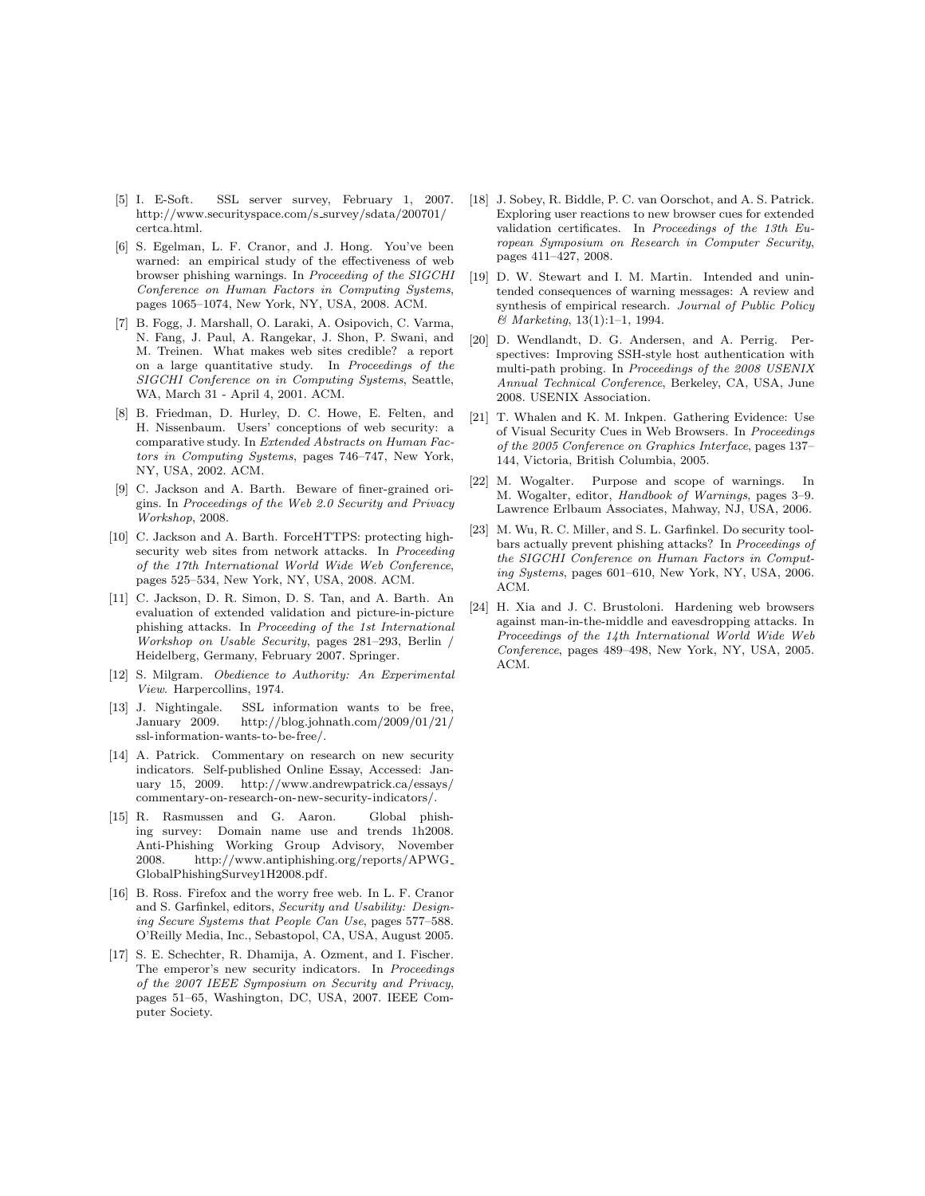[5] I. E-Soft. SSL server survey, February 1, 2007. http://www.securityspace.com/s_survey/sdata/200701/certca.html.

[6] S. Egelman, L. F. Cranor, and J. Hong. You've been warned: an empirical study of the effectiveness of web browser phishing warnings. In *Proceeding of the SIGCHI Conference on Human Factors in Computing Systems*, pages 1065–1074, New York, NY, USA, 2008. ACM.

[7] B. Fogg, J. Marshall, O. Laraki, A. Osipovich, C. Varma, N. Fang, J. Paul, A. Rangekar, J. Shon, P. Swani, and M. Treinen. What makes web sites credible? a report on a large quantitative study. In *Proceedings of the SIGCHI Conference on in Computing Systems*, Seattle, WA, March 31 - April 4, 2001. ACM.

[8] B. Friedman, D. Hurley, D. C. Howe, E. Felten, and H. Nissenbaum. Users' conceptions of web security: a comparative study. In *Extended Abstracts on Human Factors in Computing Systems*, pages 746–747, New York, NY, USA, 2002. ACM.

[9] C. Jackson and A. Barth. Beware of finer-grained origins. In *Proceedings of the Web 2.0 Security and Privacy Workshop*, 2008.

[10] C. Jackson and A. Barth. ForceHTTPS: protecting high-security web sites from network attacks. In *Proceeding of the 17th International World Wide Web Conference*, pages 525–534, New York, NY, USA, 2008. ACM.

[11] C. Jackson, D. R. Simon, D. S. Tan, and A. Barth. An evaluation of extended validation and picture-in-picture phishing attacks. In *Proceeding of the 1st International Workshop on Usable Security*, pages 281–293, Berlin / Heidelberg, Germany, February 2007. Springer.

[12] S. Milgram. *Obedience to Authority: An Experimental View*. Harpercollins, 1974.

[13] J. Nightingale. SSL information wants to be free, January 2009. http://blog.johnath.com/2009/01/21/ssl-information-wants-to-be-free/.

[14] A. Patrick. Commentary on research on new security indicators. Self-published Online Essay, Accessed: January 15, 2009. http://www.andrewpatrick.ca/essays/commentary-on-research-on-new-security-indicators/.

[15] R. Rasmussen and G. Aaron. Global phishing survey: Domain name use and trends 1h2008. Anti-Phishing Working Group Advisory, November 2008. http://www.antiphishing.org/reports/APWG_GlobalPhishingSurvey1H2008.pdf.

[16] B. Ross. Firefox and the worry free web. In L. F. Cranor and S. Garfinkel, editors, *Security and Usability: Designing Secure Systems that People Can Use*, pages 577–588. O'Reilly Media, Inc., Sebastopol, CA, USA, August 2005.

[17] S. E. Schechter, R. Dhamija, A. Ozment, and I. Fischer. The emperor's new security indicators. In *Proceedings of the 2007 IEEE Symposium on Security and Privacy*, pages 51–65, Washington, DC, USA, 2007. IEEE Computer Society.

[18] J. Sobey, R. Biddle, P. C. van Oorschot, and A. S. Patrick. Exploring user reactions to new browser cues for extended validation certificates. In *Proceedings of the 13th European Symposium on Research in Computer Security*, pages 411–427, 2008.

[19] D. W. Stewart and I. M. Martin. Intended and unintended consequences of warning messages: A review and synthesis of empirical research. *Journal of Public Policy & Marketing*, 13(1):1–1, 1994.

[20] D. Wendlandt, D. G. Andersen, and A. Perrig. Perspectives: Improving SSH-style host authentication with multi-path probing. In *Proceedings of the 2008 USENIX Annual Technical Conference*, Berkeley, CA, USA, June 2008. USENIX Association.

[21] T. Whalen and K. M. Inkpen. Gathering Evidence: Use of Visual Security Cues in Web Browsers. In *Proceedings of the 2005 Conference on Graphics Interface*, pages 137–144, Victoria, British Columbia, 2005.

[22] M. Wogalter. Purpose and scope of warnings. In M. Wogalter, editor, *Handbook of Warnings*, pages 3–9. Lawrence Erlbaum Associates, Mahway, NJ, USA, 2006.

[23] M. Wu, R. C. Miller, and S. L. Garfinkel. Do security toolbars actually prevent phishing attacks? In *Proceedings of the SIGCHI Conference on Human Factors in Computing Systems*, pages 601–610, New York, NY, USA, 2006. ACM.

[24] H. Xia and J. C. Brustoloni. Hardening web browsers against man-in-the-middle and eavesdropping attacks. In *Proceedings of the 14th International World Wide Web Conference*, pages 489–498, New York, NY, USA, 2005. ACM.